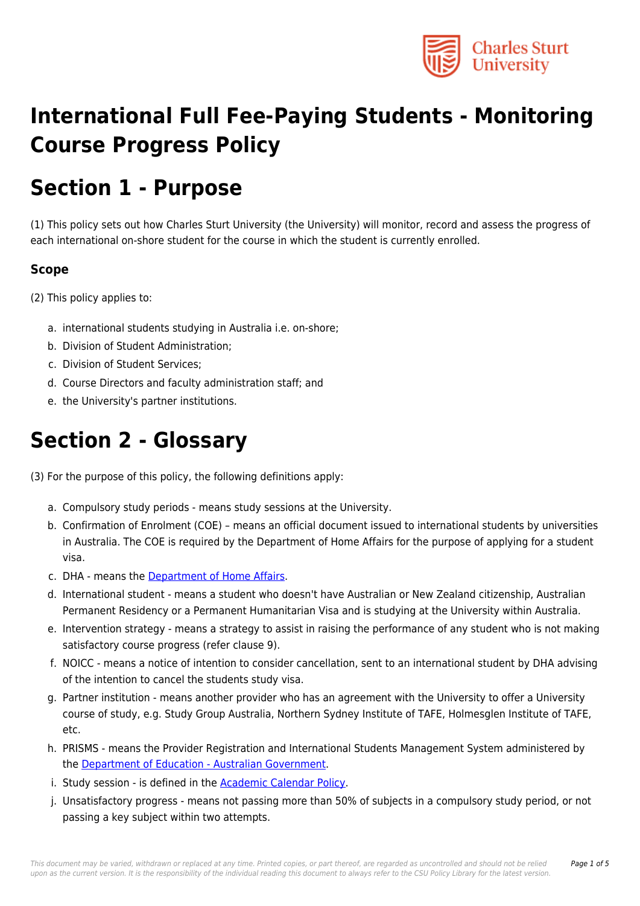# International Full Fee-Paying Students - Monitoring Course Progress Policy

# Section 1 - Purpose

(1) This policy sets out how Charles Sturt University (the University) will monitor, record and assess the progress of each international on-shore student for the course in which the student is currently enrolled.

### Scope

(2) This policy applies to:

a. international students studying in Australia i.e. on-shore;
b. Division of Student Administration;
c. Division of Student Services;
d. Course Directors and faculty administration staff; and
e. the University's partner institutions.

# Section 2 - Glossary

(3) For the purpose of this policy, the following definitions apply:

a. Compulsory study periods - means study sessions at the University.
b. Confirmation of Enrolment (COE) – means an official document issued to international students by universities in Australia. The COE is required by the Department of Home Affairs for the purpose of applying for a student visa.
c. DHA - means the Department of Home Affairs.
d. International student - means a student who doesn't have Australian or New Zealand citizenship, Australian Permanent Residency or a Permanent Humanitarian Visa and is studying at the University within Australia.
e. Intervention strategy - means a strategy to assist in raising the performance of any student who is not making satisfactory course progress (refer clause 9).
f. NOICC - means a notice of intention to consider cancellation, sent to an international student by DHA advising of the intention to cancel the students study visa.
g. Partner institution - means another provider who has an agreement with the University to offer a University course of study, e.g. Study Group Australia, Northern Sydney Institute of TAFE, Holmesglen Institute of TAFE, etc.
h. PRISMS - means the Provider Registration and International Students Management System administered by the Department of Education - Australian Government.
i. Study session - is defined in the Academic Calendar Policy.
j. Unsatisfactory progress - means not passing more than 50% of subjects in a compulsory study period, or not passing a key subject within two attempts.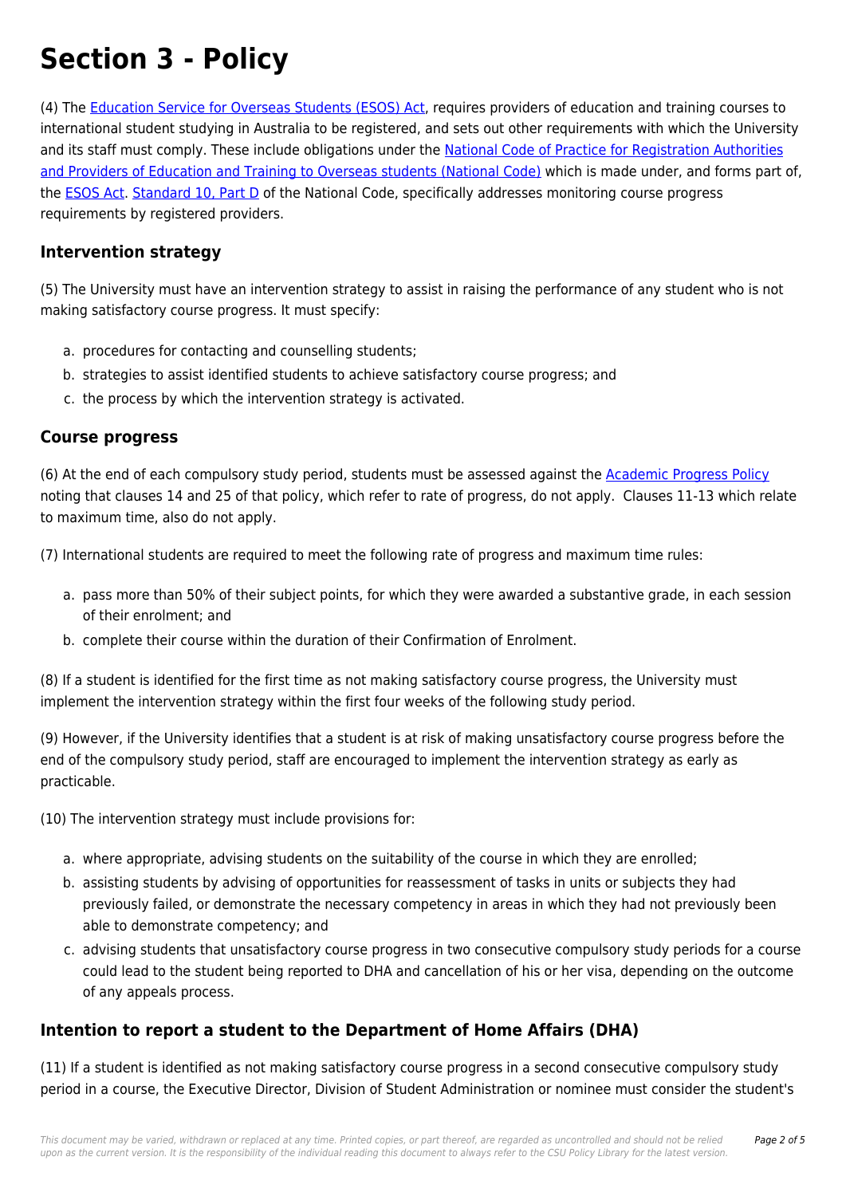# Section 3 - Policy

(4) The Education Service for Overseas Students (ESOS) Act, requires providers of education and training courses to international student studying in Australia to be registered, and sets out other requirements with which the University and its staff must comply. These include obligations under the National Code of Practice for Registration Authorities and Providers of Education and Training to Overseas students (National Code) which is made under, and forms part of, the ESOS Act. Standard 10, Part D of the National Code, specifically addresses monitoring course progress requirements by registered providers.

## Intervention strategy

(5) The University must have an intervention strategy to assist in raising the performance of any student who is not making satisfactory course progress. It must specify:

a. procedures for contacting and counselling students;
b. strategies to assist identified students to achieve satisfactory course progress; and
c. the process by which the intervention strategy is activated.

## Course progress

(6) At the end of each compulsory study period, students must be assessed against the Academic Progress Policy noting that clauses 14 and 25 of that policy, which refer to rate of progress, do not apply. Clauses 11-13 which relate to maximum time, also do not apply.

(7) International students are required to meet the following rate of progress and maximum time rules:

a. pass more than 50% of their subject points, for which they were awarded a substantive grade, in each session of their enrolment; and
b. complete their course within the duration of their Confirmation of Enrolment.

(8) If a student is identified for the first time as not making satisfactory course progress, the University must implement the intervention strategy within the first four weeks of the following study period.

(9) However, if the University identifies that a student is at risk of making unsatisfactory course progress before the end of the compulsory study period, staff are encouraged to implement the intervention strategy as early as practicable.

(10) The intervention strategy must include provisions for:

a. where appropriate, advising students on the suitability of the course in which they are enrolled;
b. assisting students by advising of opportunities for reassessment of tasks in units or subjects they had previously failed, or demonstrate the necessary competency in areas in which they had not previously been able to demonstrate competency; and
c. advising students that unsatisfactory course progress in two consecutive compulsory study periods for a course could lead to the student being reported to DHA and cancellation of his or her visa, depending on the outcome of any appeals process.

## Intention to report a student to the Department of Home Affairs (DHA)

(11) If a student is identified as not making satisfactory course progress in a second consecutive compulsory study period in a course, the Executive Director, Division of Student Administration or nominee must consider the student's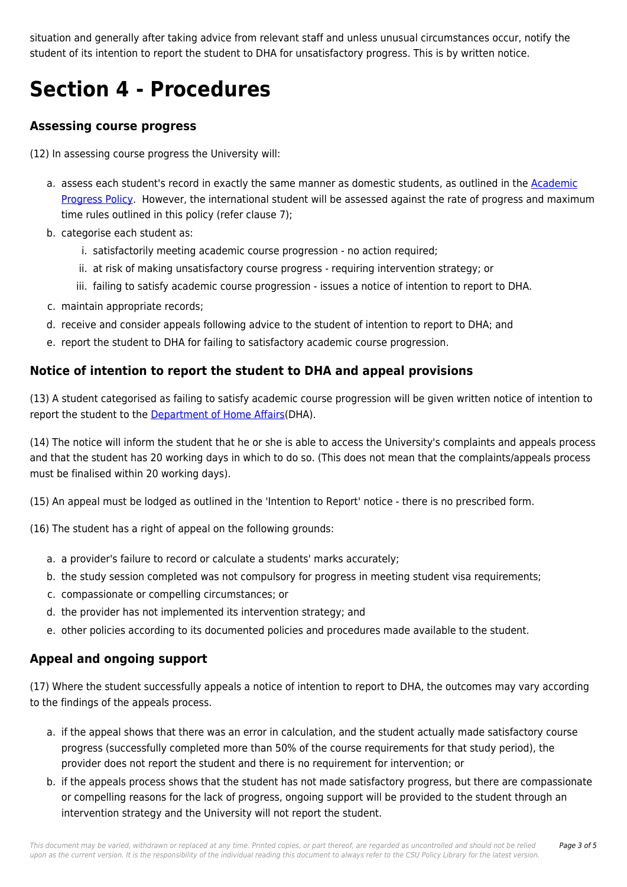situation and generally after taking advice from relevant staff and unless unusual circumstances occur, notify the student of its intention to report the student to DHA for unsatisfactory progress. This is by written notice.

# Section 4 - Procedures

### Assessing course progress

(12) In assessing course progress the University will:

a. assess each student's record in exactly the same manner as domestic students, as outlined in the Academic Progress Policy. However, the international student will be assessed against the rate of progress and maximum time rules outlined in this policy (refer clause 7);
b. categorise each student as:
    i. satisfactorily meeting academic course progression - no action required;
    ii. at risk of making unsatisfactory course progress - requiring intervention strategy; or
    iii. failing to satisfy academic course progression - issues a notice of intention to report to DHA.
c. maintain appropriate records;
d. receive and consider appeals following advice to the student of intention to report to DHA; and
e. report the student to DHA for failing to satisfactory academic course progression.

### Notice of intention to report the student to DHA and appeal provisions

(13) A student categorised as failing to satisfy academic course progression will be given written notice of intention to report the student to the Department of Home Affairs(DHA).

(14) The notice will inform the student that he or she is able to access the University's complaints and appeals process and that the student has 20 working days in which to do so. (This does not mean that the complaints/appeals process must be finalised within 20 working days).

(15) An appeal must be lodged as outlined in the 'Intention to Report' notice - there is no prescribed form.

(16) The student has a right of appeal on the following grounds:

a. a provider's failure to record or calculate a students' marks accurately;
b. the study session completed was not compulsory for progress in meeting student visa requirements;
c. compassionate or compelling circumstances; or
d. the provider has not implemented its intervention strategy; and
e. other policies according to its documented policies and procedures made available to the student.

### Appeal and ongoing support

(17) Where the student successfully appeals a notice of intention to report to DHA, the outcomes may vary according to the findings of the appeals process.

a. if the appeal shows that there was an error in calculation, and the student actually made satisfactory course progress (successfully completed more than 50% of the course requirements for that study period), the provider does not report the student and there is no requirement for intervention; or
b. if the appeals process shows that the student has not made satisfactory progress, but there are compassionate or compelling reasons for the lack of progress, ongoing support will be provided to the student through an intervention strategy and the University will not report the student.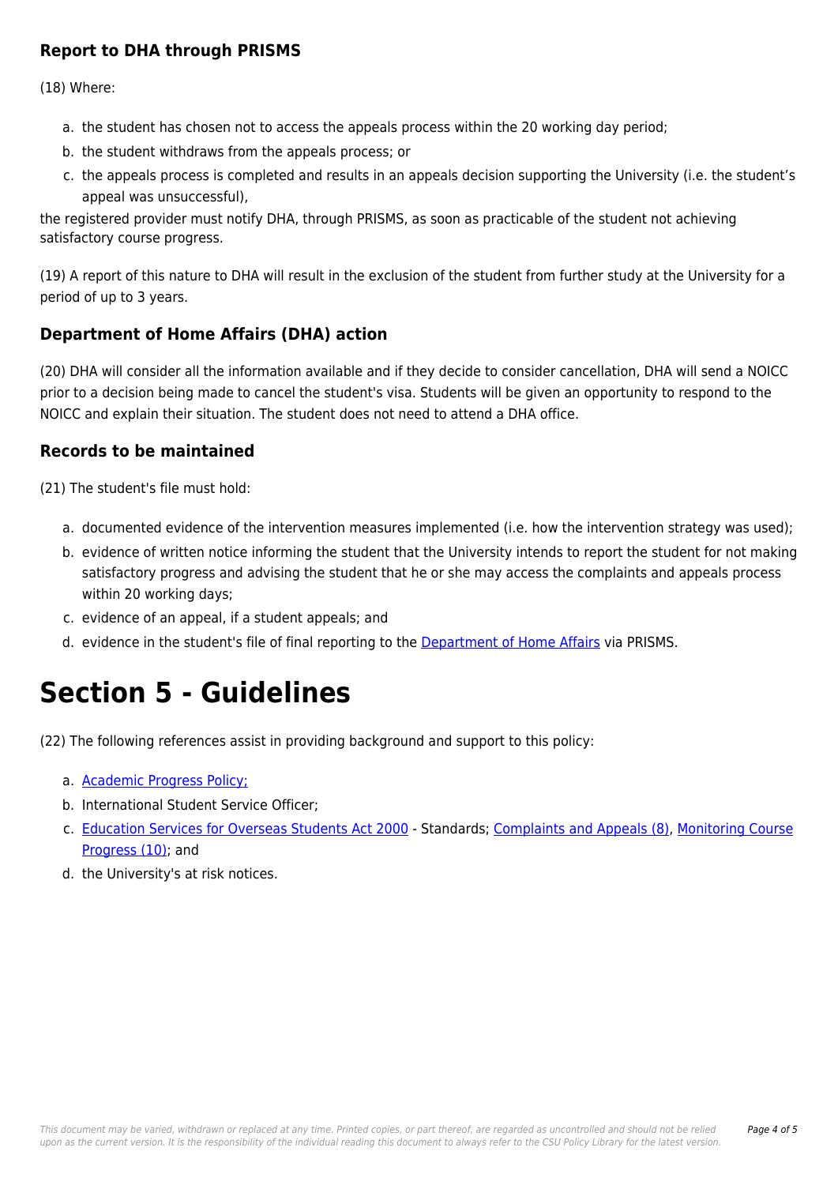### Report to DHA through PRISMS

(18) Where:

a. the student has chosen not to access the appeals process within the 20 working day period;
b. the student withdraws from the appeals process; or
c. the appeals process is completed and results in an appeals decision supporting the University (i.e. the student's appeal was unsuccessful),

the registered provider must notify DHA, through PRISMS, as soon as practicable of the student not achieving satisfactory course progress.

(19) A report of this nature to DHA will result in the exclusion of the student from further study at the University for a period of up to 3 years.

### Department of Home Affairs (DHA) action

(20) DHA will consider all the information available and if they decide to consider cancellation, DHA will send a NOICC prior to a decision being made to cancel the student's visa. Students will be given an opportunity to respond to the NOICC and explain their situation. The student does not need to attend a DHA office.

### Records to be maintained

(21) The student's file must hold:

a. documented evidence of the intervention measures implemented (i.e. how the intervention strategy was used);
b. evidence of written notice informing the student that the University intends to report the student for not making satisfactory progress and advising the student that he or she may access the complaints and appeals process within 20 working days;
c. evidence of an appeal, if a student appeals; and
d. evidence in the student's file of final reporting to the Department of Home Affairs via PRISMS.

# Section 5 - Guidelines

(22) The following references assist in providing background and support to this policy:

a. Academic Progress Policy;
b. International Student Service Officer;
c. Education Services for Overseas Students Act 2000 - Standards; Complaints and Appeals (8), Monitoring Course Progress (10); and
d. the University's at risk notices.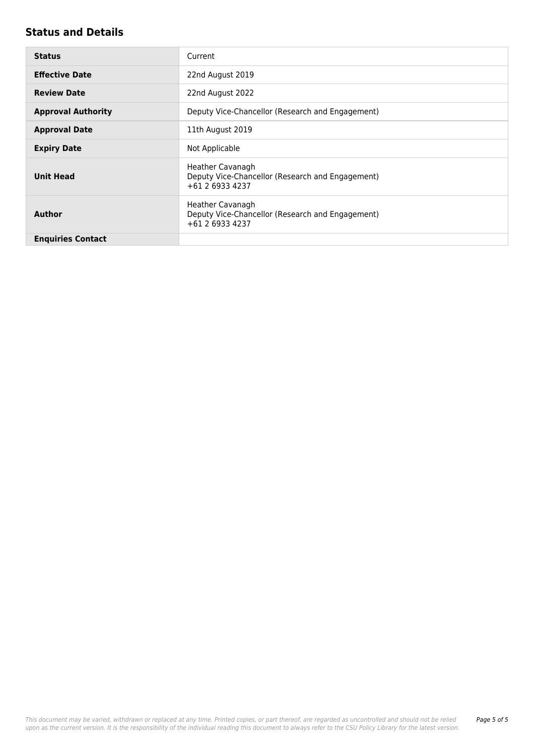## Status and Details

| | |
|---|---|
| **Status** | Current |
| **Effective Date** | 22nd August 2019 |
| **Review Date** | 22nd August 2022 |
| **Approval Authority** | Deputy Vice-Chancellor (Research and Engagement) |
| **Approval Date** | 11th August 2019 |
| **Expiry Date** | Not Applicable |
| **Unit Head** | Heather Cavanagh<br>Deputy Vice-Chancellor (Research and Engagement)<br>+61 2 6933 4237 |
| **Author** | Heather Cavanagh<br>Deputy Vice-Chancellor (Research and Engagement)<br>+61 2 6933 4237 |
| **Enquiries Contact** | |

*This document may be varied, withdrawn or replaced at any time. Printed copies, or part thereof, are regarded as uncontrolled and should not be relied upon as the current version. It is the responsibility of the individual reading this document to always refer to the CSU Policy Library for the latest version.*